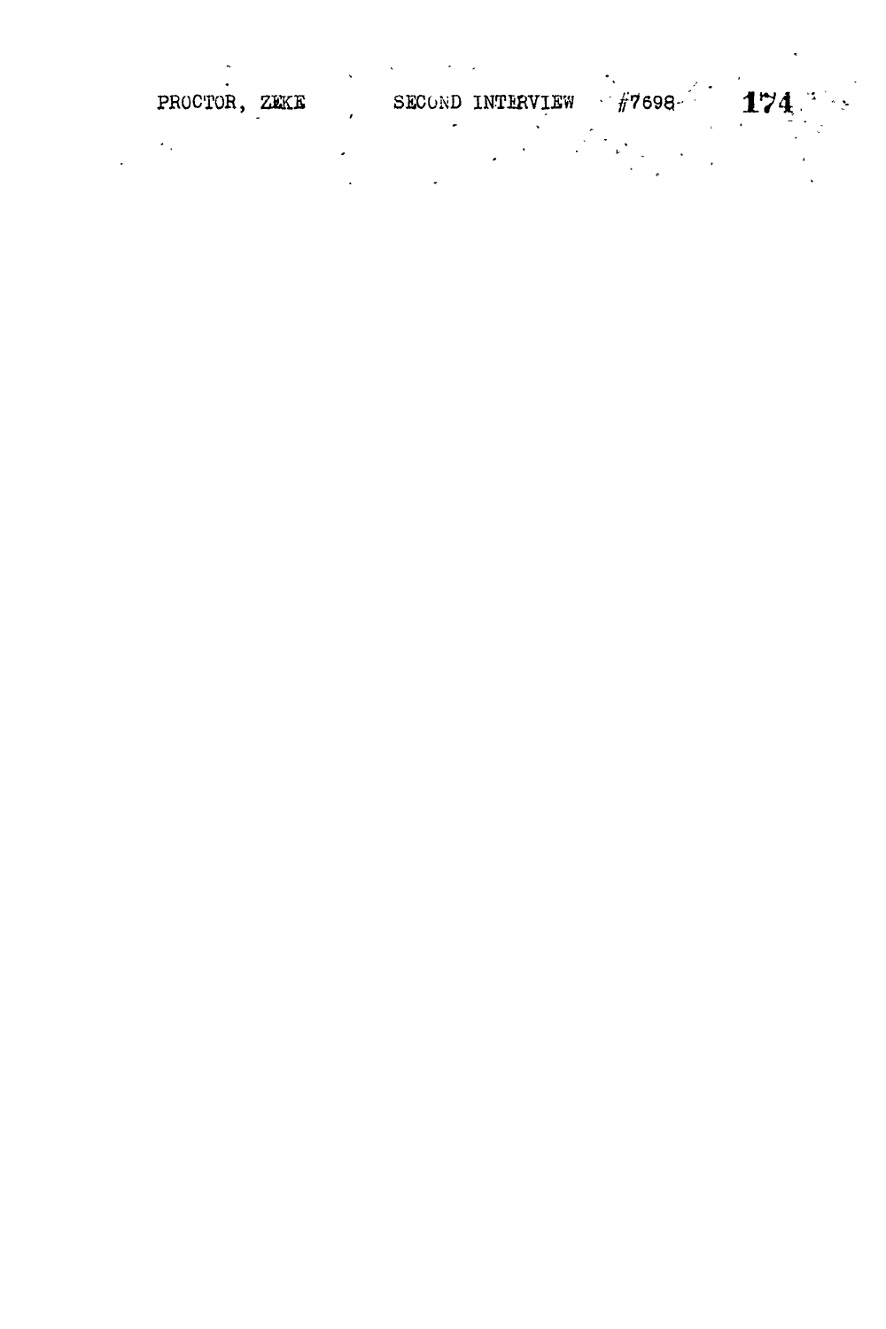PROCTOR, ZEKE SECOND INTERVIEW #7698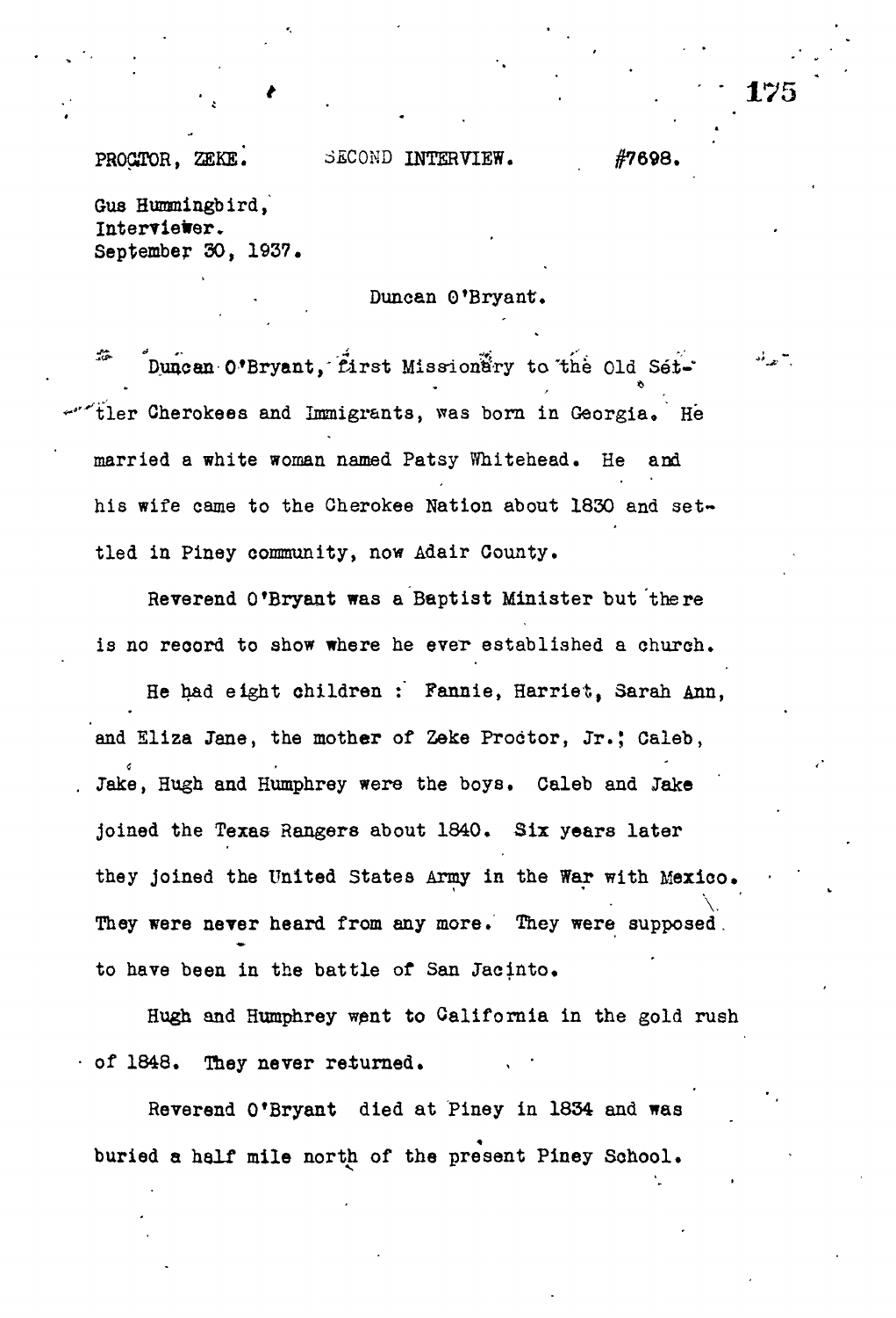PROCTOR, ZEKE. SECOND INTERVIEW. #7698.

Gus Hummingbird,
Interviewer.
September 30, 1937.

Duncan O'Bryant.

Duncan O'Bryant, first Missionary to the Old Settler Cherokees and Immigrants, was born in Georgia. He married a white woman named Patsy Whitehead. He and his wife came to the Cherokee Nation about 1830 and settled in Piney community, now Adair County.

Reverend O'Bryant was a Baptist Minister but there is no record to show where he ever established a church.

He had eight children : Fannie, Harriet, Sarah Ann, and Eliza Jane, the mother of Zeke Proctor, Jr.; Caleb, Jake, Hugh and Humphrey were the boys. Caleb and Jake joined the Texas Rangers about 1840. Six years later they joined the United States Army in the War with Mexico. They were never heard from any more. They were supposed to have been in the battle of San Jacinto.

Hugh and Humphrey went to California in the gold rush of 1848. They never returned.

Reverend O'Bryant died at Piney in 1834 and was buried a half mile north of the present Piney School.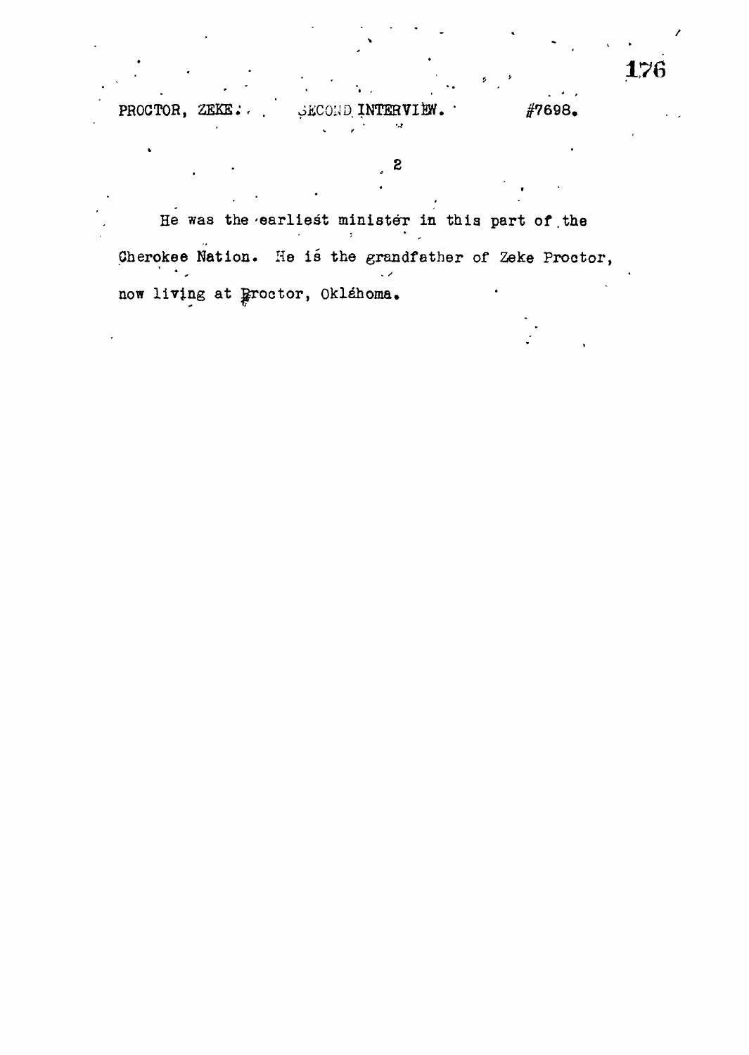He was the earliest minister in this part of the Cherokee Nation. He is the grandfather of Zeke Proctor, now living at Proctor, Oklahoma.